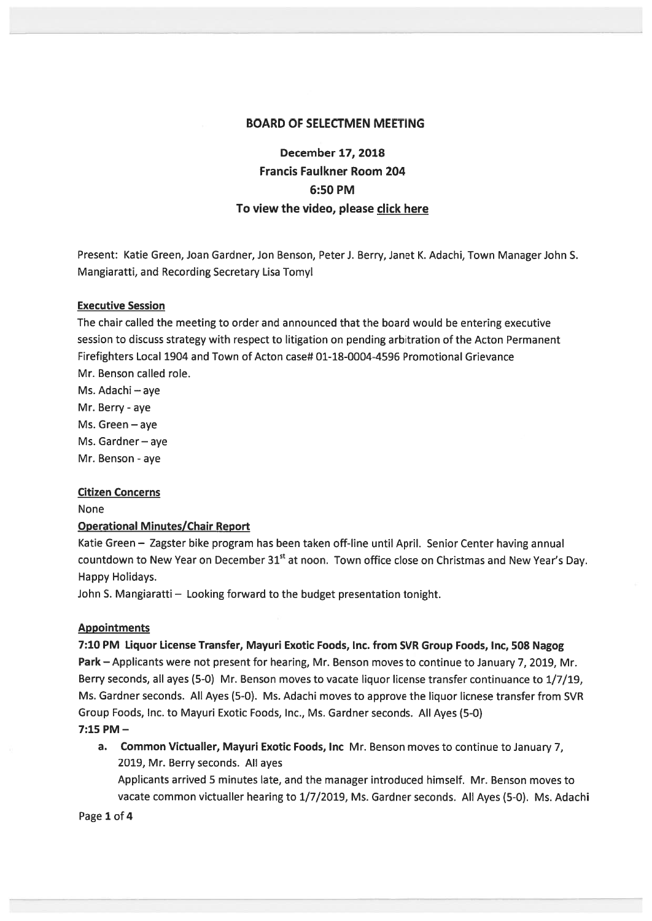# BOARD OF SELECTMEN MEETING

## December 17, 2018
## Francis Faulkner Room 204
## 6:50 PM
## To view the video, please click here

Present: Katie Green, Joan Gardner, Jon Benson, Peter J. Berry, Janet K. Adachi, Town Manager John S. Mangiaratti, and Recording Secretary Lisa Tomyl

**Executive Session**

The chair called the meeting to order and announced that the board would be entering executive session to discuss strategy with respect to litigation on pending arbitration of the Acton Permanent Firefighters Local 1904 and Town of Acton case# 01-18-0004-4596 Promotional Grievance
Mr. Benson called role.
Ms. Adachi – aye
Mr. Berry - aye
Ms. Green – aye
Ms. Gardner – aye
Mr. Benson - aye

**Citizen Concerns**

None

**Operational Minutes/Chair Report**

Katie Green – Zagster bike program has been taken off-line until April. Senior Center having annual countdown to New Year on December 31st at noon. Town office close on Christmas and New Year's Day. Happy Holidays.

John S. Mangiaratti – Looking forward to the budget presentation tonight.

**Appointments**

**7:10 PM Liquor License Transfer, Mayuri Exotic Foods, Inc. from SVR Group Foods, Inc, 508 Nagog Park** – Applicants were not present for hearing, Mr. Benson moves to continue to January 7, 2019, Mr. Berry seconds, all ayes (5-0) Mr. Benson moves to vacate liquor license transfer continuance to 1/7/19, Ms. Gardner seconds. All Ayes (5-0). Ms. Adachi moves to approve the liquor licnese transfer from SVR Group Foods, Inc. to Mayuri Exotic Foods, Inc., Ms. Gardner seconds. All Ayes (5-0)

**7:15 PM –**

a. **Common Victualler, Mayuri Exotic Foods, Inc** Mr. Benson moves to continue to January 7, 2019, Mr. Berry seconds. All ayes
   Applicants arrived 5 minutes late, and the manager introduced himself. Mr. Benson moves to vacate common victualler hearing to 1/7/2019, Ms. Gardner seconds. All Ayes (5-0). Ms. Adachi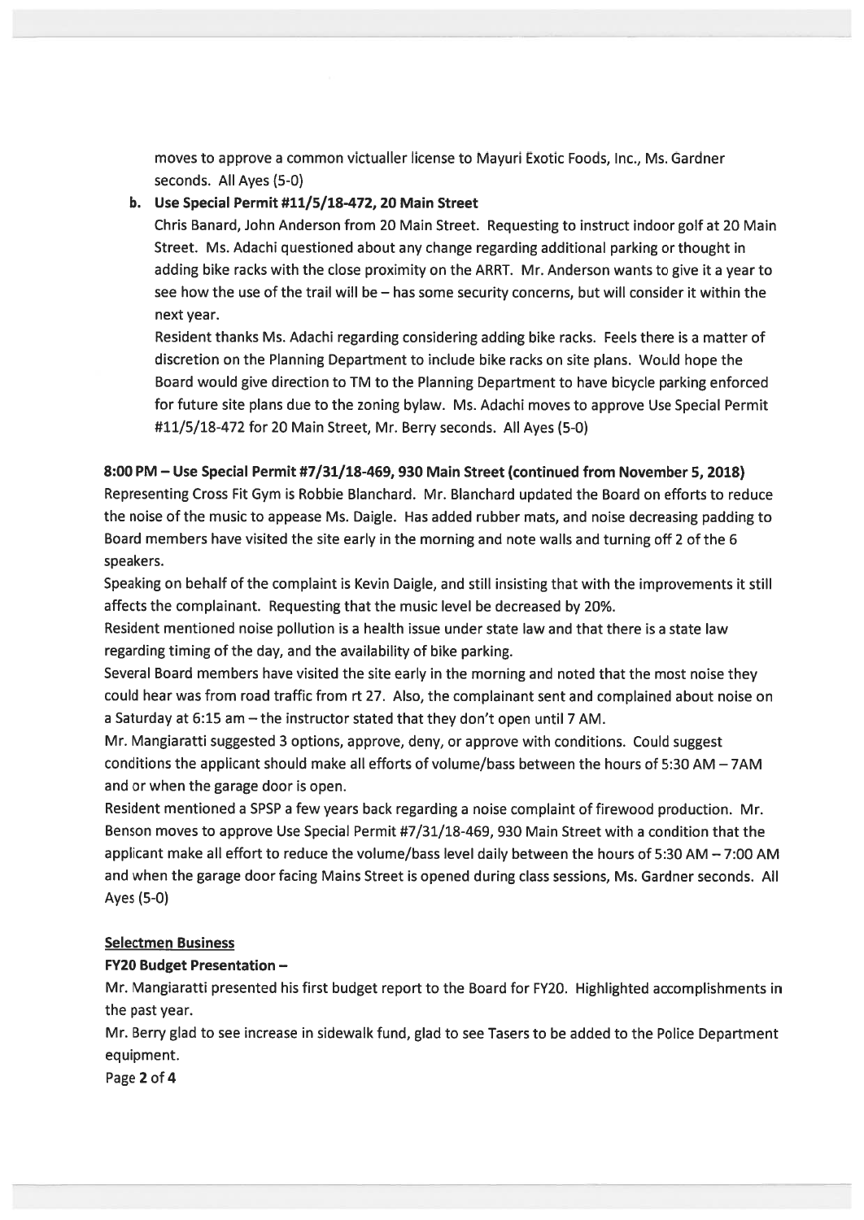moves to approve a common victualler license to Mayuri Exotic Foods, Inc., Ms. Gardner seconds. All Ayes (5-0)

**b. Use Special Permit #11/5/18-472, 20 Main Street**

Chris Banard, John Anderson from 20 Main Street. Requesting to instruct indoor golf at 20 Main Street. Ms. Adachi questioned about any change regarding additional parking or thought in adding bike racks with the close proximity on the ARRT. Mr. Anderson wants to give it a year to see how the use of the trail will be – has some security concerns, but will consider it within the next year.

Resident thanks Ms. Adachi regarding considering adding bike racks. Feels there is a matter of discretion on the Planning Department to include bike racks on site plans. Would hope the Board would give direction to TM to the Planning Department to have bicycle parking enforced for future site plans due to the zoning bylaw. Ms. Adachi moves to approve Use Special Permit #11/5/18-472 for 20 Main Street, Mr. Berry seconds. All Ayes (5-0)

**8:00 PM – Use Special Permit #7/31/18-469, 930 Main Street (continued from November 5, 2018)**

Representing Cross Fit Gym is Robbie Blanchard. Mr. Blanchard updated the Board on efforts to reduce the noise of the music to appease Ms. Daigle. Has added rubber mats, and noise decreasing padding to Board members have visited the site early in the morning and note walls and turning off 2 of the 6 speakers.

Speaking on behalf of the complaint is Kevin Daigle, and still insisting that with the improvements it still affects the complainant. Requesting that the music level be decreased by 20%.

Resident mentioned noise pollution is a health issue under state law and that there is a state law regarding timing of the day, and the availability of bike parking.

Several Board members have visited the site early in the morning and noted that the most noise they could hear was from road traffic from rt 27. Also, the complainant sent and complained about noise on a Saturday at 6:15 am – the instructor stated that they don't open until 7 AM.

Mr. Mangiaratti suggested 3 options, approve, deny, or approve with conditions. Could suggest conditions the applicant should make all efforts of volume/bass between the hours of 5:30 AM – 7AM and or when the garage door is open.

Resident mentioned a SPSP a few years back regarding a noise complaint of firewood production. Mr. Benson moves to approve Use Special Permit #7/31/18-469, 930 Main Street with a condition that the applicant make all effort to reduce the volume/bass level daily between the hours of 5:30 AM – 7:00 AM and when the garage door facing Mains Street is opened during class sessions, Ms. Gardner seconds. All Ayes (5-0)

**Selectmen Business**

**FY20 Budget Presentation –**

Mr. Mangiaratti presented his first budget report to the Board for FY20. Highlighted accomplishments in the past year.

Mr. Berry glad to see increase in sidewalk fund, glad to see Tasers to be added to the Police Department equipment.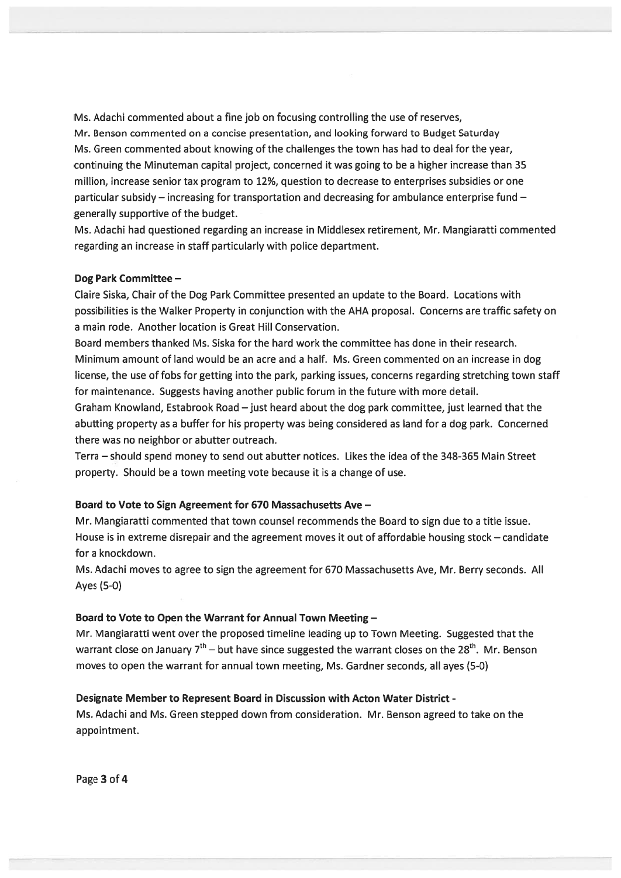Ms. Adachi commented about a fine job on focusing controlling the use of reserves,
Mr. Benson commented on a concise presentation, and looking forward to Budget Saturday
Ms. Green commented about knowing of the challenges the town has had to deal for the year, continuing the Minuteman capital project, concerned it was going to be a higher increase than 35 million, increase senior tax program to 12%, question to decrease to enterprises subsidies or one particular subsidy – increasing for transportation and decreasing for ambulance enterprise fund – generally supportive of the budget.
Ms. Adachi had questioned regarding an increase in Middlesex retirement, Mr. Mangiaratti commented regarding an increase in staff particularly with police department.

**Dog Park Committee –**

Claire Siska, Chair of the Dog Park Committee presented an update to the Board. Locations with possibilities is the Walker Property in conjunction with the AHA proposal. Concerns are traffic safety on a main rode. Another location is Great Hill Conservation.
Board members thanked Ms. Siska for the hard work the committee has done in their research. Minimum amount of land would be an acre and a half. Ms. Green commented on an increase in dog license, the use of fobs for getting into the park, parking issues, concerns regarding stretching town staff for maintenance. Suggests having another public forum in the future with more detail.
Graham Knowland, Estabrook Road – just heard about the dog park committee, just learned that the abutting property as a buffer for his property was being considered as land for a dog park. Concerned there was no neighbor or abutter outreach.
Terra – should spend money to send out abutter notices. Likes the idea of the 348-365 Main Street property. Should be a town meeting vote because it is a change of use.

**Board to Vote to Sign Agreement for 670 Massachusetts Ave –**

Mr. Mangiaratti commented that town counsel recommends the Board to sign due to a title issue. House is in extreme disrepair and the agreement moves it out of affordable housing stock – candidate for a knockdown.
Ms. Adachi moves to agree to sign the agreement for 670 Massachusetts Ave, Mr. Berry seconds. All Ayes (5-0)

**Board to Vote to Open the Warrant for Annual Town Meeting –**

Mr. Mangiaratti went over the proposed timeline leading up to Town Meeting. Suggested that the warrant close on January 7th – but have since suggested the warrant closes on the 28th. Mr. Benson moves to open the warrant for annual town meeting, Ms. Gardner seconds, all ayes (5-0)

**Designate Member to Represent Board in Discussion with Acton Water District -**

Ms. Adachi and Ms. Green stepped down from consideration. Mr. Benson agreed to take on the appointment.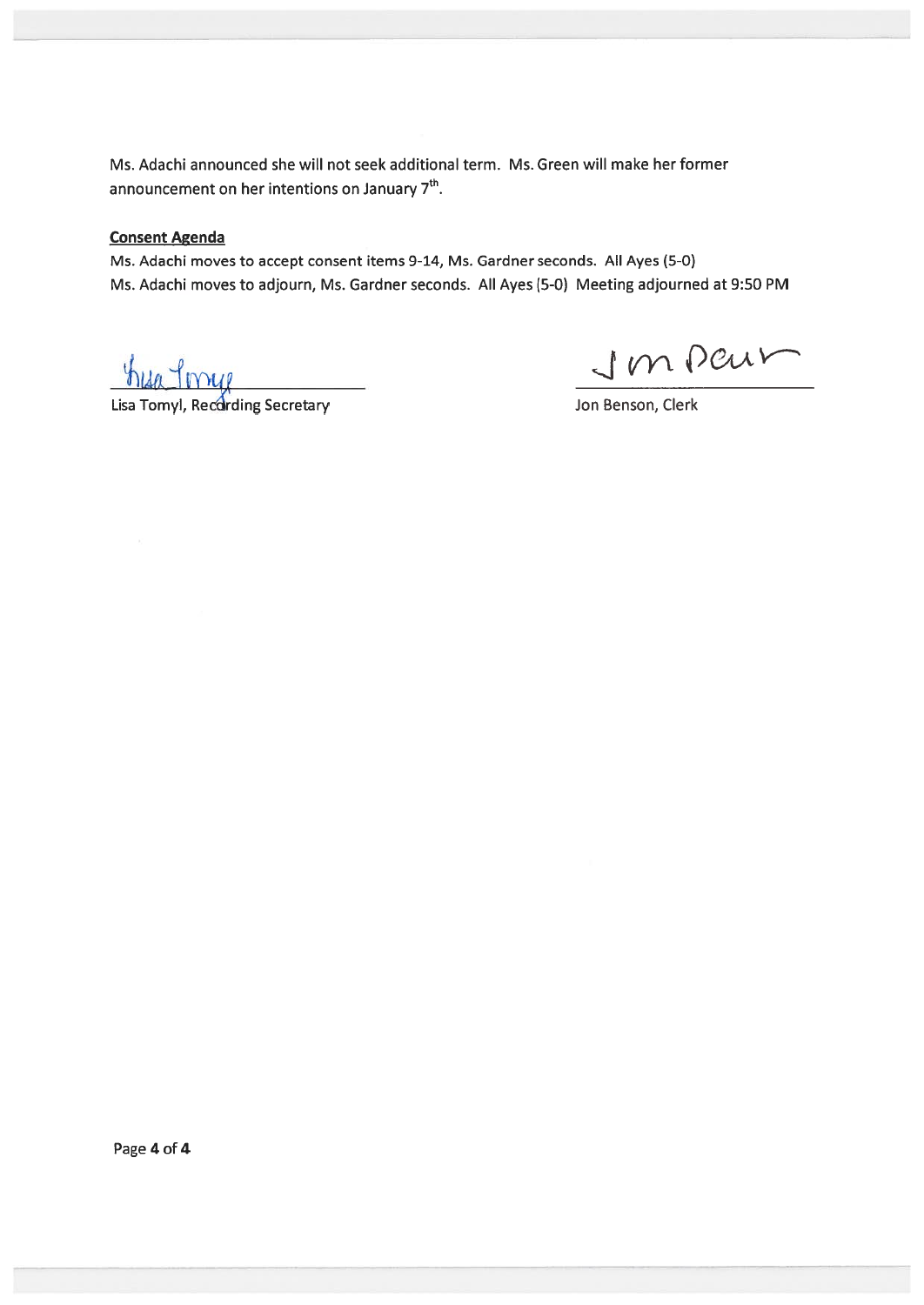Ms. Adachi announced she will not seek additional term. Ms. Green will make her former announcement on her intentions on January 7th.

**Consent Agenda**

Ms. Adachi moves to accept consent items 9-14, Ms. Gardner seconds. All Ayes (5-0)

Ms. Adachi moves to adjourn, Ms. Gardner seconds. All Ayes (5-0) Meeting adjourned at 9:50 PM

Lisa Tomyl, Recording Secretary

Jon Benson, Clerk